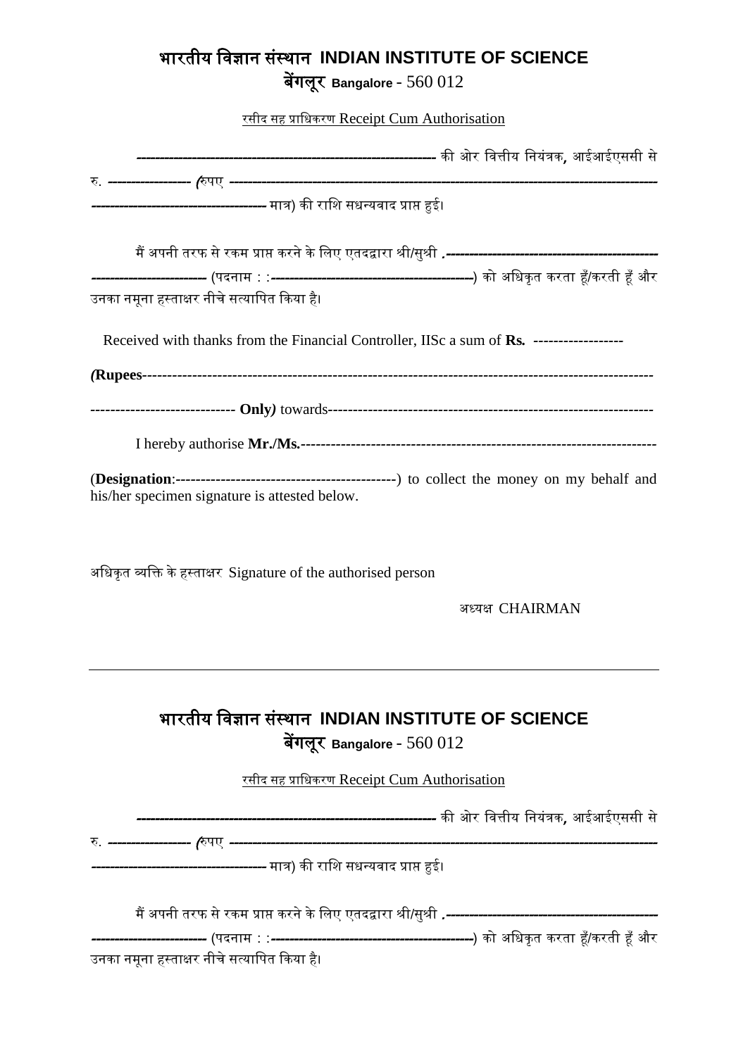# भारतीय विज्ञान संस्थान INDIAN INSTITUTE OF SCIENCE

## बेंगलूर Bangalore - 560 012

<u>रसीद सह प्राधिकरण Receipt Cum Authorisation</u>

------------------------------------------------------------ की ओर वित्तीय नियंत्रक, आईआईएससी से रु. ------------------ (रुपए ------------------------------------------------------------------------------------------ -------------------------------------- मात्र) की राशि सधन्यवाद प्राप्त हुई।

मैं अपनी तरफ से रकम प्राप्त करने के लिए एतदद्वारा श्री/सुश्री .---------------------------------------------- ------------------------ (पदनाम : :--------------------------------------------) को अधिकृत करता हूँ/करती हूँ और उनका नमूना हस्ताक्षर नीचे सत्यापित किया है।

Received with thanks from the Financial Controller, IISc a sum of **Rs.** ------------------

***(*****Rupees**----------------------------------------------------------------------------------------------------

----------------------------- **Only*)*** towards-----------------------------------------------------------------

I hereby authorise **Mr./Ms.**----------------------------------------------------------------------

(**Designation**:---------------------------------------------) to collect the money on my behalf and his/her specimen signature is attested below.

अधिकृत व्यक्ति के हस्ताक्षर Signature of the authorised person

अध्यक्ष CHAIRMAN

---

# भारतीय विज्ञान संस्थान INDIAN INSTITUTE OF SCIENCE

## बेंगलूर Bangalore - 560 012

<u>रसीद सह प्राधिकरण Receipt Cum Authorisation</u>

------------------------------------------------------------ की ओर वित्तीय नियंत्रक, आईआईएससी से रु. ------------------ (रुपए ------------------------------------------------------------------------------------------ -------------------------------------- मात्र) की राशि सधन्यवाद प्राप्त हुई।

मैं अपनी तरफ से रकम प्राप्त करने के लिए एतदद्वारा श्री/सुश्री .---------------------------------------------- ------------------------ (पदनाम : :--------------------------------------------) को अधिकृत करता हूँ/करती हूँ और उनका नमूना हस्ताक्षर नीचे सत्यापित किया है।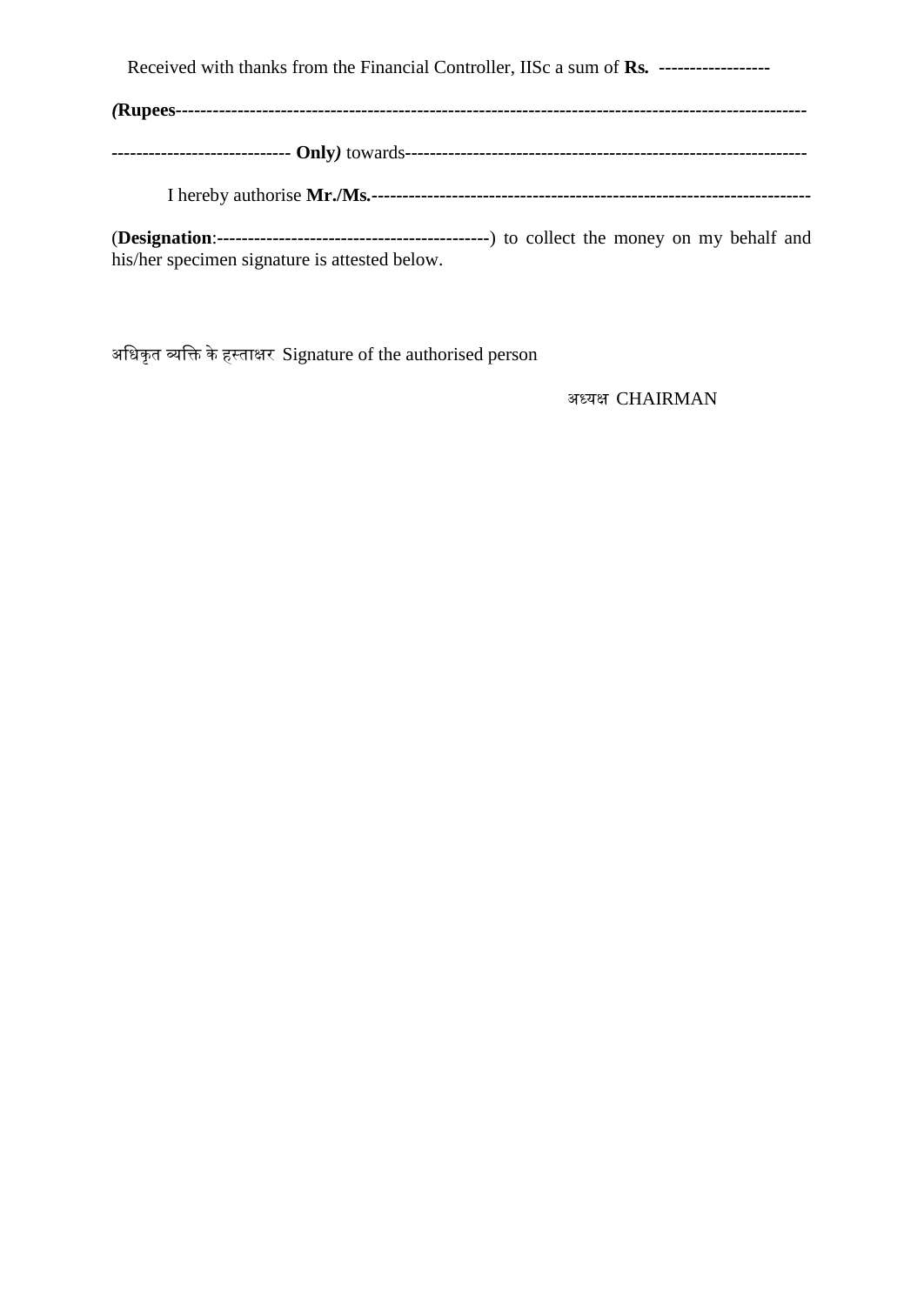Received with thanks from the Financial Controller, IISc a sum of **Rs.** ------------------

*(***Rupees**-----------------------------------------------------------------------------------------------------

----------------------------- **Only***)* towards-----------------------------------------------------------------

I hereby authorise **Mr./Ms.**---------------------------------------------------------------------

(**Designation**:-------------------------------------------) to collect the money on my behalf and his/her specimen signature is attested below.

अधिकृत व्यक्ति के हस्ताक्षर Signature of the authorised person

अध्यक्ष CHAIRMAN